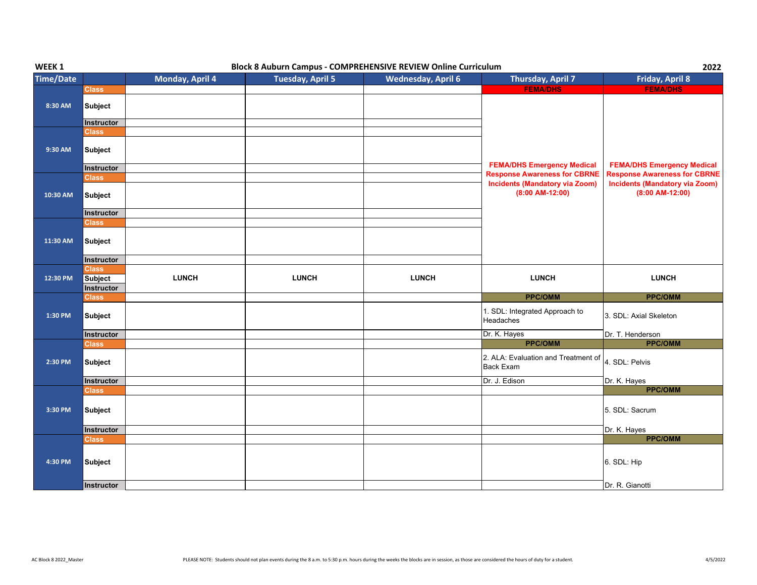**WEEK 1** | **Block 8 Auburn Campus - COMPREHENSIVE REVIEW Online Curriculum** | **2022**

| Time/Date | | Monday, April 4 | Tuesday, April 5 | Wednesday, April 6 | Thursday, April 7 | Friday, April 8 |
|---|---|---|---|---|---|---|
| 8:30 AM | Class | | | | FEMA/DHS | FEMA/DHS |
| | Subject | | | | FEMA/DHS Emergency Medical Response Awareness for CBRNE Incidents (Mandatory via Zoom) (8:00 AM-12:00) | FEMA/DHS Emergency Medical Response Awareness for CBRNE Incidents (Mandatory via Zoom) (8:00 AM-12:00) |
| | Instructor | | | | | |
| 9:30 AM | Class | | | | | |
| | Subject | | | | | |
| | Instructor | | | | | |
| 10:30 AM | Class | | | | | |
| | Subject | | | | | |
| | Instructor | | | | | |
| 11:30 AM | Class | | | | | |
| | Subject | | | | | |
| | Instructor | | | | | |
| 12:30 PM | Class | | | | | |
| | Subject | LUNCH | LUNCH | LUNCH | LUNCH | LUNCH |
| | Instructor | | | | | |
| 1:30 PM | Class | | | | PPC/OMM | PPC/OMM |
| | Subject | | | | 1. SDL: Integrated Approach to Headaches | 3. SDL: Axial Skeleton |
| | Instructor | | | | Dr. K. Hayes | Dr. T. Henderson |
| 2:30 PM | Class | | | | PPC/OMM | PPC/OMM |
| | Subject | | | | 2. ALA: Evaluation and Treatment of Back Exam | 4. SDL: Pelvis |
| | Instructor | | | | Dr. J. Edison | Dr. K. Hayes |
| 3:30 PM | Class | | | | | PPC/OMM |
| | Subject | | | | | 5. SDL: Sacrum |
| | Instructor | | | | | Dr. K. Hayes |
| 4:30 PM | Class | | | | | PPC/OMM |
| | Subject | | | | | 6. SDL: Hip |
| | Instructor | | | | | Dr. R. Gianotti |

AC Block 8 2022_Master

PLEASE NOTE: Students should not plan events during the 8 a.m. to 5:30 p.m. hours during the weeks the blocks are in session, as those are considered the hours of duty for a student.

4/5/2022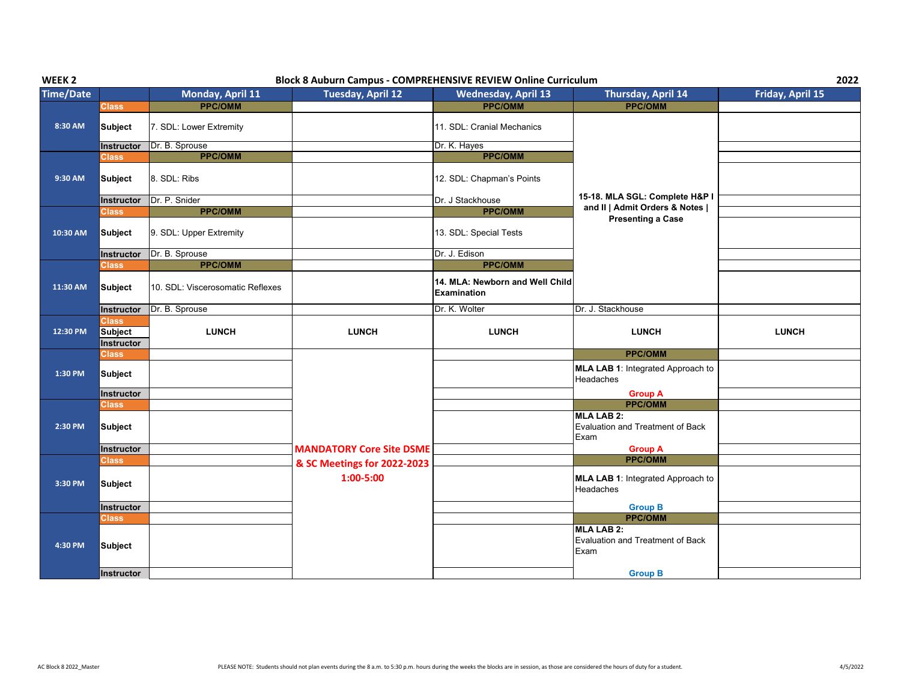**WEEK 2** — **Block 8 Auburn Campus - COMPREHENSIVE REVIEW Online Curriculum** — **2022**

| Time/Date | | Monday, April 11 | Tuesday, April 12 | Wednesday, April 13 | Thursday, April 14 | Friday, April 15 |
|---|---|---|---|---|---|---|
| 8:30 AM | Class | PPC/OMM | | PPC/OMM | PPC/OMM | |
| | Subject | 7. SDL: Lower Extremity | | 11. SDL: Cranial Mechanics | 15-18. MLA SGL: Complete H&P I and II \| Admit Orders & Notes \| Presenting a Case | |
| | Instructor | Dr. B. Sprouse | | Dr. K. Hayes | | |
| 9:30 AM | Class | PPC/OMM | | PPC/OMM | | |
| | Subject | 8. SDL: Ribs | | 12. SDL: Chapman's Points | | |
| | Instructor | Dr. P. Snider | | Dr. J Stackhouse | | |
| 10:30 AM | Class | PPC/OMM | | PPC/OMM | | |
| | Subject | 9. SDL: Upper Extremity | | 13. SDL: Special Tests | | |
| | Instructor | Dr. B. Sprouse | | Dr. J. Edison | | |
| 11:30 AM | Class | PPC/OMM | | PPC/OMM | | |
| | Subject | 10. SDL: Viscerosomatic Reflexes | | **14. MLA: Newborn and Well Child Examination** | | |
| | Instructor | Dr. B. Sprouse | | Dr. K. Wolter | Dr. J. Stackhouse | |
| 12:30 PM | Class / Subject / Instructor | LUNCH | LUNCH | LUNCH | LUNCH | LUNCH |
| 1:30 PM | Class | | MANDATORY Core Site DSME & SC Meetings for 2022-2023 1:00-5:00 | | PPC/OMM | |
| | Subject | | | | **MLA LAB 1**: Integrated Approach to Headaches | |
| | Instructor | | | | Group A | |
| 2:30 PM | Class | | | | PPC/OMM | |
| | Subject | | | | **MLA LAB 2**: Evaluation and Treatment of Back Exam | |
| | Instructor | | | | Group A | |
| 3:30 PM | Class | | | | PPC/OMM | |
| | Subject | | | | **MLA LAB 1**: Integrated Approach to Headaches | |
| | Instructor | | | | Group B | |
| 4:30 PM | Class | | | | PPC/OMM | |
| | Subject | | | | **MLA LAB 2**: Evaluation and Treatment of Back Exam | |
| | Instructor | | | | Group B | |

AC Block 8 2022_Master

PLEASE NOTE: Students should not plan events during the 8 a.m. to 5:30 p.m. hours during the weeks the blocks are in session, as those are considered the hours of duty for a student.

4/5/2022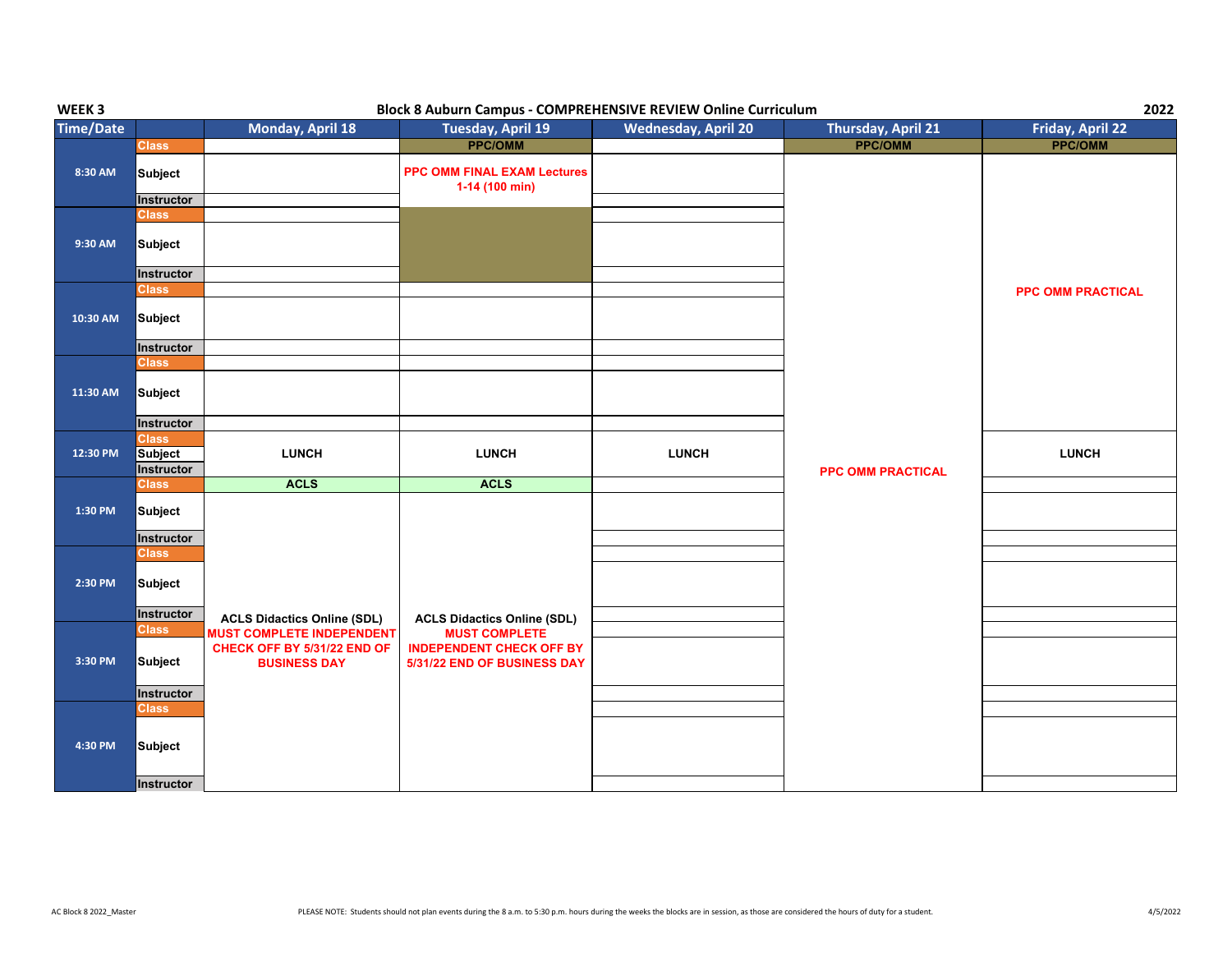**WEEK 3** — **Block 8 Auburn Campus - COMPREHENSIVE REVIEW Online Curriculum** — **2022**

| Time/Date | | Monday, April 18 | Tuesday, April 19 | Wednesday, April 20 | Thursday, April 21 | Friday, April 22 |
|---|---|---|---|---|---|---|
| 8:30 AM | Class | | PPC/OMM | | PPC/OMM | PPC/OMM |
| | Subject | | PPC OMM FINAL EXAM Lectures 1-14 (100 min) | | PPC OMM PRACTICAL | PPC OMM PRACTICAL |
| | Instructor | | | | | |
| 9:30 AM | Class | | | | | |
| | Subject | | | | | |
| | Instructor | | | | | |
| 10:30 AM | Class | | | | | |
| | Subject | | | | | |
| | Instructor | | | | | |
| 11:30 AM | Class | | | | | |
| | Subject | | | | | |
| | Instructor | | | | | |
| 12:30 PM | Class | | | | | |
| | Subject | LUNCH | LUNCH | LUNCH | | LUNCH |
| | Instructor | | | | | |
| 1:30 PM | Class | ACLS | ACLS | | | |
| | Subject | ACLS Didactics Online (SDL) MUST COMPLETE INDEPENDENT CHECK OFF BY 5/31/22 END OF BUSINESS DAY | ACLS Didactics Online (SDL) MUST COMPLETE INDEPENDENT CHECK OFF BY 5/31/22 END OF BUSINESS DAY | | | |
| | Instructor | | | | | |
| 2:30 PM | Class | | | | | |
| | Subject | | | | | |
| | Instructor | | | | | |
| 3:30 PM | Class | | | | | |
| | Subject | | | | | |
| | Instructor | | | | | |
| 4:30 PM | Class | | | | | |
| | Subject | | | | | |
| | Instructor | | | | | |

AC Block 8 2022_Master

PLEASE NOTE: Students should not plan events during the 8 a.m. to 5:30 p.m. hours during the weeks the blocks are in session, as those are considered the hours of duty for a student.

4/5/2022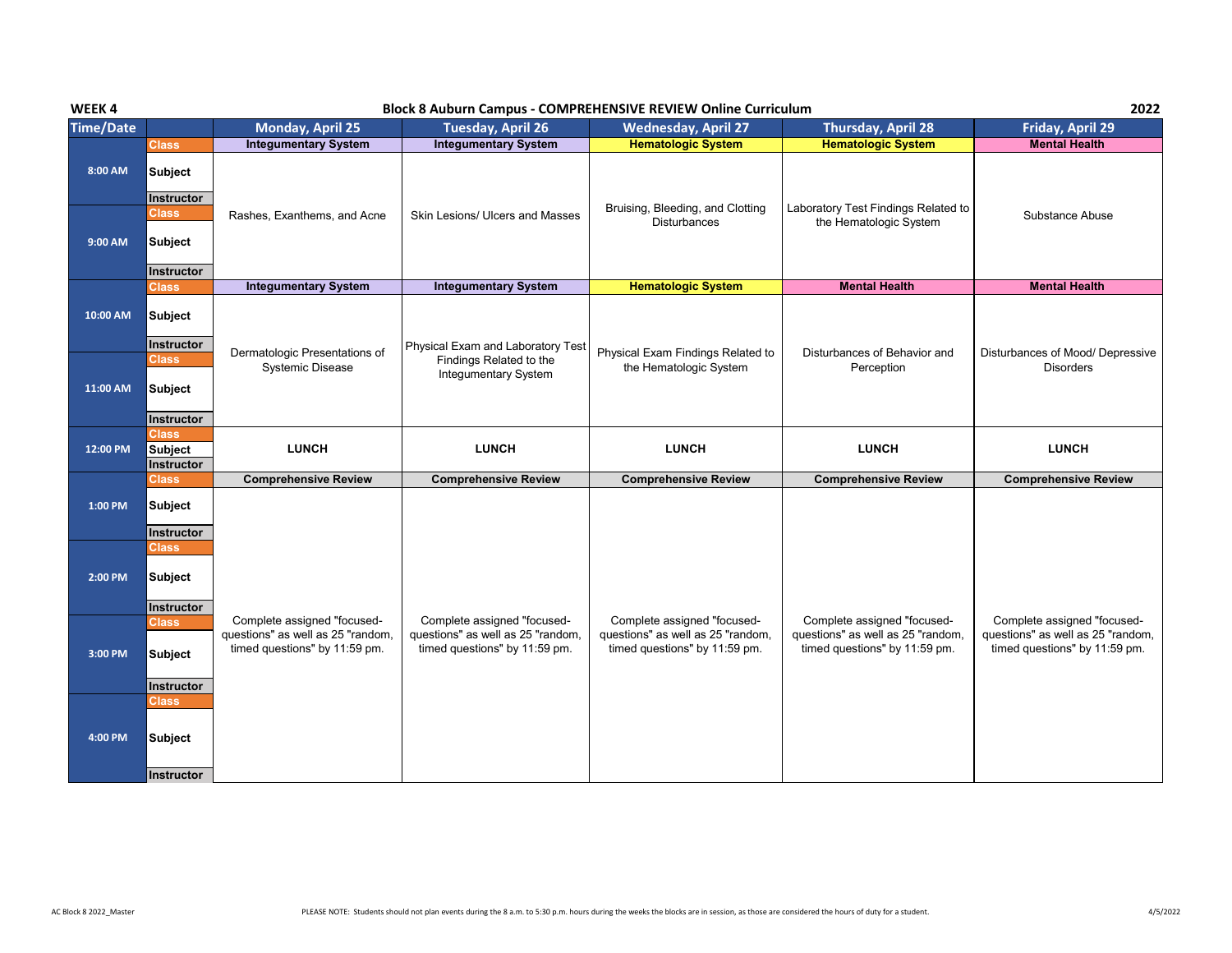**WEEK 4** — **Block 8 Auburn Campus - COMPREHENSIVE REVIEW Online Curriculum** — **2022**

| Time/Date | | Monday, April 25 | Tuesday, April 26 | Wednesday, April 27 | Thursday, April 28 | Friday, April 29 |
|---|---|---|---|---|---|---|
| 8:00 AM | Class | Integumentary System | Integumentary System | Hematologic System | Hematologic System | Mental Health |
| | Subject | Rashes, Exanthems, and Acne | Skin Lesions/ Ulcers and Masses | Bruising, Bleeding, and Clotting Disturbances | Laboratory Test Findings Related to the Hematologic System | Substance Abuse |
| | Instructor | | | | | |
| 9:00 AM | Class | | | | | |
| | Subject | | | | | |
| | Instructor | | | | | |
| 10:00 AM | Class | Integumentary System | Integumentary System | Hematologic System | Mental Health | Mental Health |
| | Subject | Dermatologic Presentations of Systemic Disease | Physical Exam and Laboratory Test Findings Related to the Integumentary System | Physical Exam Findings Related to the Hematologic System | Disturbances of Behavior and Perception | Disturbances of Mood/ Depressive Disorders |
| | Instructor | | | | | |
| 11:00 AM | Class | | | | | |
| | Subject | | | | | |
| | Instructor | | | | | |
| 12:00 PM | Class | | | | | |
| | Subject | LUNCH | LUNCH | LUNCH | LUNCH | LUNCH |
| | Instructor | | | | | |
| 1:00 PM | Class | Comprehensive Review | Comprehensive Review | Comprehensive Review | Comprehensive Review | Comprehensive Review |
| | Subject | Complete assigned "focused-questions" as well as 25 "random, timed questions" by 11:59 pm. | Complete assigned "focused-questions" as well as 25 "random, timed questions" by 11:59 pm. | Complete assigned "focused-questions" as well as 25 "random, timed questions" by 11:59 pm. | Complete assigned "focused-questions" as well as 25 "random, timed questions" by 11:59 pm. | Complete assigned "focused-questions" as well as 25 "random, timed questions" by 11:59 pm. |
| | Instructor | | | | | |
| 2:00 PM | Class | | | | | |
| | Subject | | | | | |
| | Instructor | | | | | |
| 3:00 PM | Class | | | | | |
| | Subject | | | | | |
| | Instructor | | | | | |
| 4:00 PM | Class | | | | | |
| | Subject | | | | | |
| | Instructor | | | | | |

AC Block 8 2022_Master

PLEASE NOTE: Students should not plan events during the 8 a.m. to 5:30 p.m. hours during the weeks the blocks are in session, as those are considered the hours of duty for a student.

4/5/2022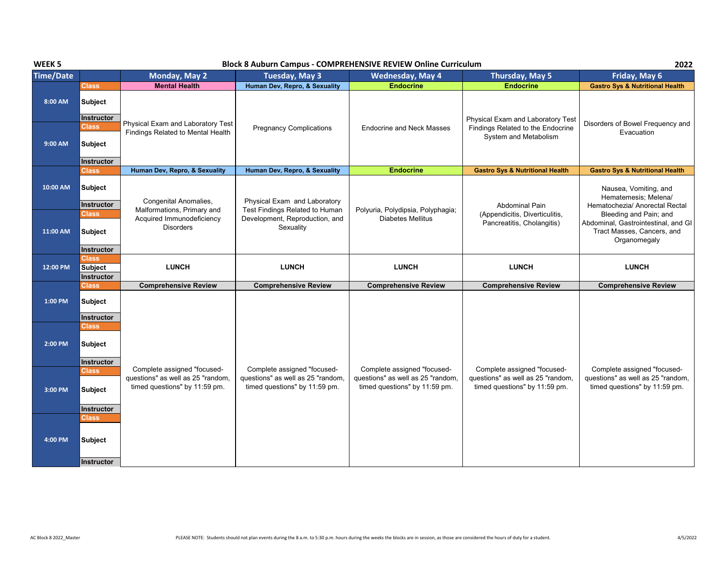**WEEK 5** — **Block 8 Auburn Campus - COMPREHENSIVE REVIEW Online Curriculum** — **2022**

| Time/Date | | Monday, May 2 | Tuesday, May 3 | Wednesday, May 4 | Thursday, May 5 | Friday, May 6 |
|---|---|---|---|---|---|---|
| | Class | **Mental Health** | **Human Dev, Repro, & Sexuality** | **Endocrine** | **Endocrine** | **Gastro Sys & Nutritional Health** |
| 8:00 AM | Subject | Physical Exam and Laboratory Test Findings Related to Mental Health | Pregnancy Complications | Endocrine and Neck Masses | Physical Exam and Laboratory Test Findings Related to the Endocrine System and Metabolism | Disorders of Bowel Frequency and Evacuation |
| | Instructor | | | | | |
| | Class | | | | | |
| 9:00 AM | Subject | | | | | |
| | Instructor | | | | | |
| | Class | **Human Dev, Repro, & Sexuality** | **Human Dev, Repro, & Sexuality** | **Endocrine** | **Gastro Sys & Nutritional Health** | **Gastro Sys & Nutritional Health** |
| 10:00 AM | Subject | Congenital Anomalies, Malformations, Primary and Acquired Immunodeficiency Disorders | Physical Exam and Laboratory Test Findings Related to Human Development, Reproduction, and Sexuality | Polyuria, Polydipsia, Polyphagia; Diabetes Mellitus | Abdominal Pain (Appendicitis, Diverticulitis, Pancreatitis, Cholangitis) | Nausea, Vomiting, and Hematemesis; Melena/ Hematochezia/ Anorectal Rectal Bleeding and Pain; and Abdominal, Gastrointestinal, and GI Tract Masses, Cancers, and Organomegaly |
| | Instructor | | | | | |
| | Class | | | | | |
| 11:00 AM | Subject | | | | | |
| | Instructor | | | | | |
| | Class | | | | | |
| 12:00 PM | Subject | **LUNCH** | **LUNCH** | **LUNCH** | **LUNCH** | **LUNCH** |
| | Instructor | | | | | |
| | Class | **Comprehensive Review** | **Comprehensive Review** | **Comprehensive Review** | **Comprehensive Review** | **Comprehensive Review** |
| 1:00 PM | Subject | Complete assigned "focused-questions" as well as 25 "random, timed questions" by 11:59 pm. | Complete assigned "focused-questions" as well as 25 "random, timed questions" by 11:59 pm. | Complete assigned "focused-questions" as well as 25 "random, timed questions" by 11:59 pm. | Complete assigned "focused-questions" as well as 25 "random, timed questions" by 11:59 pm. | Complete assigned "focused-questions" as well as 25 "random, timed questions" by 11:59 pm. |
| | Instructor | | | | | |
| | Class | | | | | |
| 2:00 PM | Subject | | | | | |
| | Instructor | | | | | |
| | Class | | | | | |
| 3:00 PM | Subject | | | | | |
| | Instructor | | | | | |
| | Class | | | | | |
| 4:00 PM | Subject | | | | | |
| | Instructor | | | | | |

AC Block 8 2022_Master

PLEASE NOTE: Students should not plan events during the 8 a.m. to 5:30 p.m. hours during the weeks the blocks are in session, as those are considered the hours of duty for a student.

4/5/2022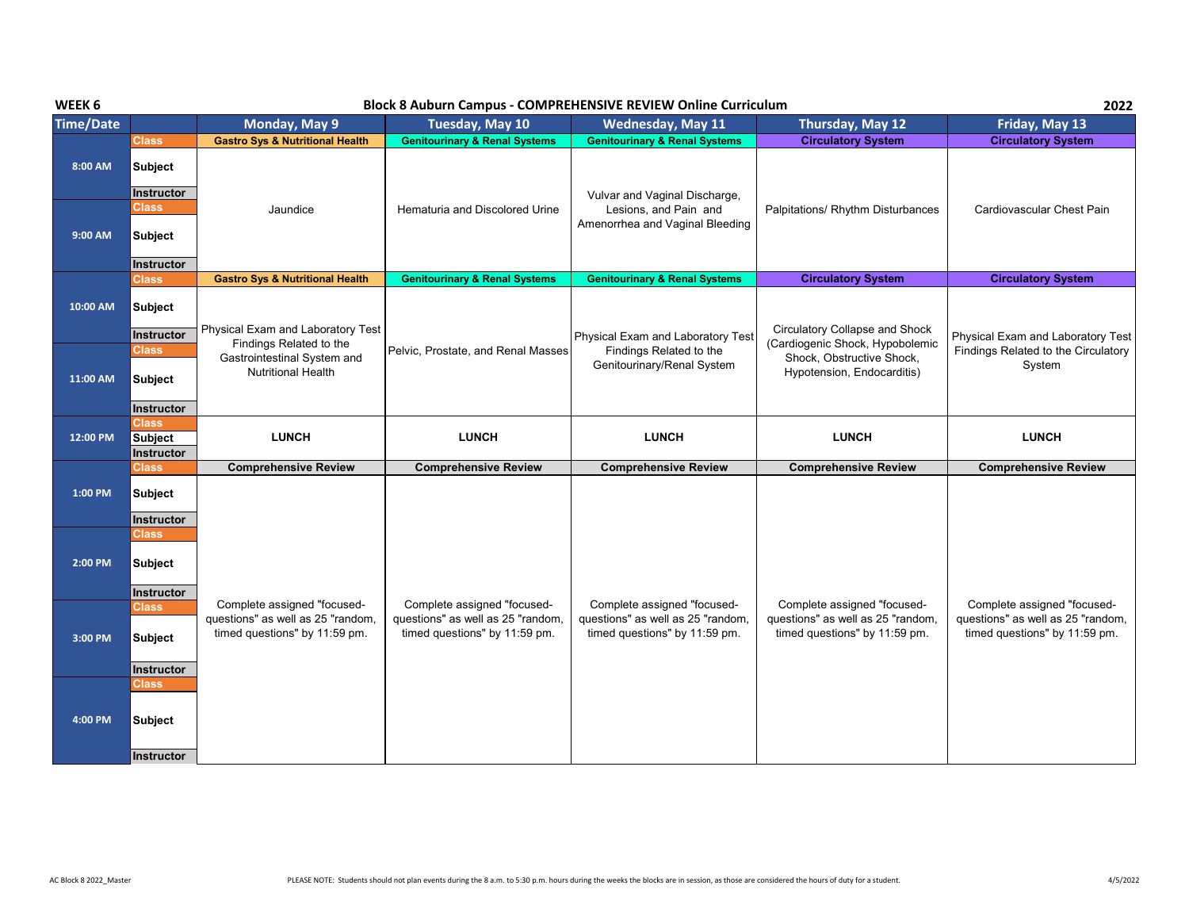**WEEK 6** | **Block 8 Auburn Campus - COMPREHENSIVE REVIEW Online Curriculum** | **2022**

| Time/Date | | Monday, May 9 | Tuesday, May 10 | Wednesday, May 11 | Thursday, May 12 | Friday, May 13 |
|---|---|---|---|---|---|---|
| 8:00 AM | Class | Gastro Sys & Nutritional Health | Genitourinary & Renal Systems | Genitourinary & Renal Systems | Circulatory System | Circulatory System |
| | Subject | Jaundice | Hematuria and Discolored Urine | Vulvar and Vaginal Discharge, Lesions, and Pain and Amenorrhea and Vaginal Bleeding | Palpitations/ Rhythm Disturbances | Cardiovascular Chest Pain |
| | Instructor | | | | | |
| 9:00 AM | Class | | | | | |
| | Subject | | | | | |
| | Instructor | | | | | |
| 10:00 AM | Class | Gastro Sys & Nutritional Health | Genitourinary & Renal Systems | Genitourinary & Renal Systems | Circulatory System | Circulatory System |
| | Subject | Physical Exam and Laboratory Test Findings Related to the Gastrointestinal System and Nutritional Health | Pelvic, Prostate, and Renal Masses | Physical Exam and Laboratory Test Findings Related to the Genitourinary/Renal System | Circulatory Collapse and Shock (Cardiogenic Shock, Hypobolemic Shock, Obstructive Shock, Hypotension, Endocarditis) | Physical Exam and Laboratory Test Findings Related to the Circulatory System |
| | Instructor | | | | | |
| 11:00 AM | Class | | | | | |
| | Subject | | | | | |
| | Instructor | | | | | |
| 12:00 PM | Class | | | | | |
| | Subject | **LUNCH** | **LUNCH** | **LUNCH** | **LUNCH** | **LUNCH** |
| | Instructor | | | | | |
| 1:00 PM | Class | Comprehensive Review | Comprehensive Review | Comprehensive Review | Comprehensive Review | Comprehensive Review |
| | Subject | Complete assigned "focused-questions" as well as 25 "random, timed questions" by 11:59 pm. | Complete assigned "focused-questions" as well as 25 "random, timed questions" by 11:59 pm. | Complete assigned "focused-questions" as well as 25 "random, timed questions" by 11:59 pm. | Complete assigned "focused-questions" as well as 25 "random, timed questions" by 11:59 pm. | Complete assigned "focused-questions" as well as 25 "random, timed questions" by 11:59 pm. |
| | Instructor | | | | | |
| 2:00 PM | Class | | | | | |
| | Subject | | | | | |
| | Instructor | | | | | |
| 3:00 PM | Class | | | | | |
| | Subject | | | | | |
| | Instructor | | | | | |
| 4:00 PM | Class | | | | | |
| | Subject | | | | | |
| | Instructor | | | | | |

AC Block 8 2022_Master

PLEASE NOTE: Students should not plan events during the 8 a.m. to 5:30 p.m. hours during the weeks the blocks are in session, as those are considered the hours of duty for a student.

4/5/2022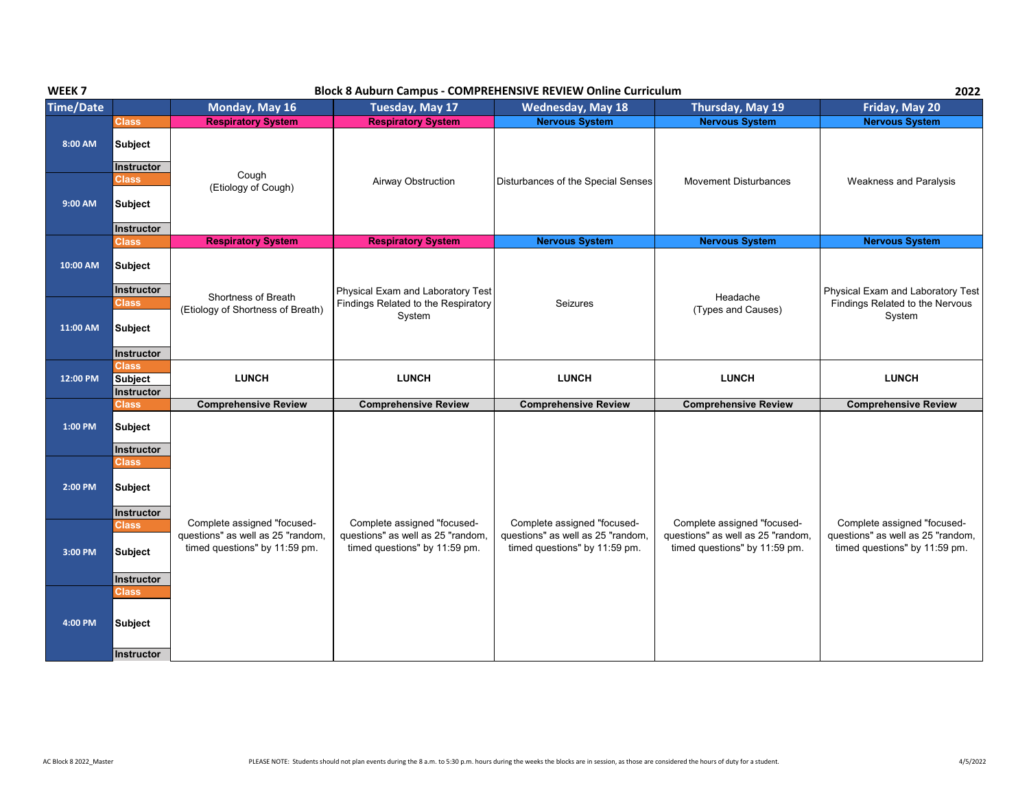**WEEK 7** — **Block 8 Auburn Campus - COMPREHENSIVE REVIEW Online Curriculum** — **2022**

| Time/Date | | Monday, May 16 | Tuesday, May 17 | Wednesday, May 18 | Thursday, May 19 | Friday, May 20 |
|---|---|---|---|---|---|---|
| 8:00 AM | Class | Respiratory System | Respiratory System | Nervous System | Nervous System | Nervous System |
| | Subject | Cough (Etiology of Cough) | Airway Obstruction | Disturbances of the Special Senses | Movement Disturbances | Weakness and Paralysis |
| | Instructor | | | | | |
| 9:00 AM | Class | | | | | |
| | Subject | | | | | |
| | Instructor | | | | | |
| 10:00 AM | Class | Respiratory System | Respiratory System | Nervous System | Nervous System | Nervous System |
| | Subject | Shortness of Breath (Etiology of Shortness of Breath) | Physical Exam and Laboratory Test Findings Related to the Respiratory System | Seizures | Headache (Types and Causes) | Physical Exam and Laboratory Test Findings Related to the Nervous System |
| | Instructor | | | | | |
| 11:00 AM | Class | | | | | |
| | Subject | | | | | |
| | Instructor | | | | | |
| 12:00 PM | Class | | | | | |
| | Subject | LUNCH | LUNCH | LUNCH | LUNCH | LUNCH |
| | Instructor | | | | | |
| 1:00 PM | Class | Comprehensive Review | Comprehensive Review | Comprehensive Review | Comprehensive Review | Comprehensive Review |
| | Subject | Complete assigned "focused-questions" as well as 25 "random, timed questions" by 11:59 pm. | Complete assigned "focused-questions" as well as 25 "random, timed questions" by 11:59 pm. | Complete assigned "focused-questions" as well as 25 "random, timed questions" by 11:59 pm. | Complete assigned "focused-questions" as well as 25 "random, timed questions" by 11:59 pm. | Complete assigned "focused-questions" as well as 25 "random, timed questions" by 11:59 pm. |
| | Instructor | | | | | |
| 2:00 PM | Class | | | | | |
| | Subject | | | | | |
| | Instructor | | | | | |
| 3:00 PM | Class | | | | | |
| | Subject | | | | | |
| | Instructor | | | | | |
| 4:00 PM | Class | | | | | |
| | Subject | | | | | |
| | Instructor | | | | | |

AC Block 8 2022_Master

PLEASE NOTE: Students should not plan events during the 8 a.m. to 5:30 p.m. hours during the weeks the blocks are in session, as those are considered the hours of duty for a student.

4/5/2022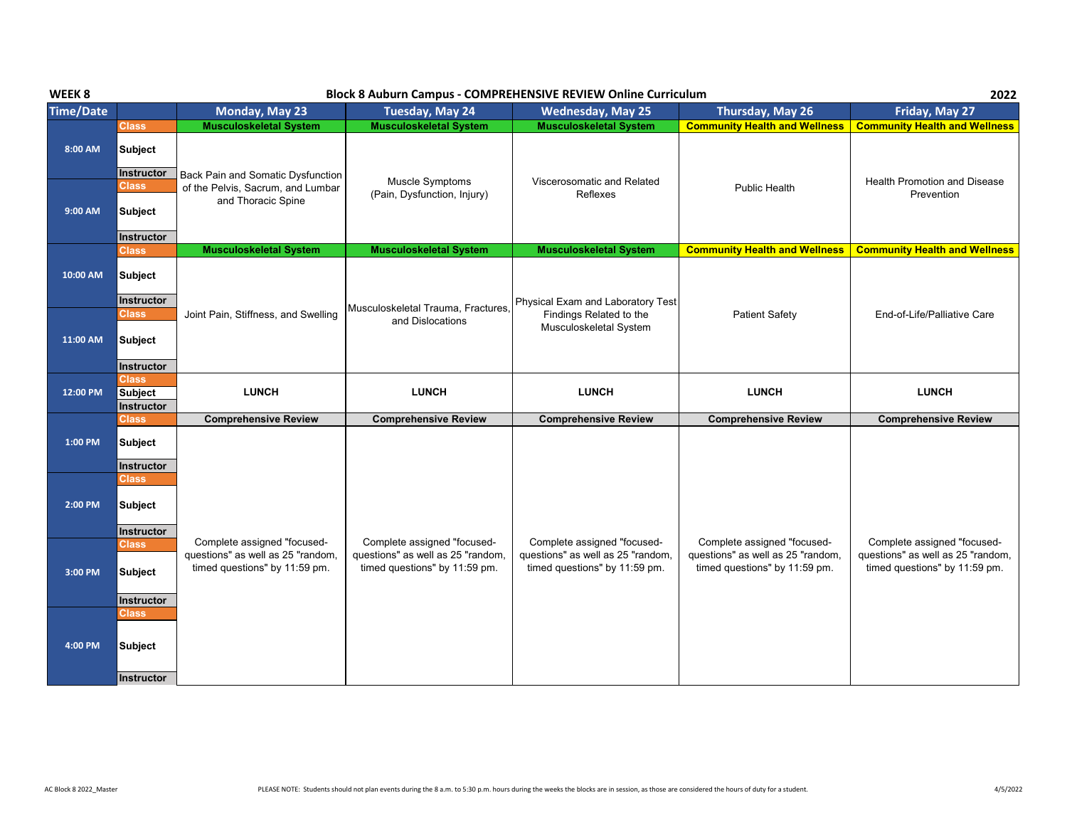**WEEK 8** — **Block 8 Auburn Campus - COMPREHENSIVE REVIEW Online Curriculum** — **2022**

| Time/Date | | Monday, May 23 | Tuesday, May 24 | Wednesday, May 25 | Thursday, May 26 | Friday, May 27 |
|---|---|---|---|---|---|---|
| 8:00 AM | Class | **Musculoskeletal System** | **Musculoskeletal System** | **Musculoskeletal System** | **Community Health and Wellness** | **Community Health and Wellness** |
| | Subject | Back Pain and Somatic Dysfunction of the Pelvis, Sacrum, and Lumbar and Thoracic Spine | Muscle Symptoms (Pain, Dysfunction, Injury) | Viscerosomatic and Related Reflexes | Public Health | Health Promotion and Disease Prevention |
| | Instructor | | | | | |
| 9:00 AM | Class | | | | | |
| | Subject | | | | | |
| | Instructor | | | | | |
| 10:00 AM | Class | **Musculoskeletal System** | **Musculoskeletal System** | **Musculoskeletal System** | **Community Health and Wellness** | **Community Health and Wellness** |
| | Subject | Joint Pain, Stiffness, and Swelling | Musculoskeletal Trauma, Fractures, and Dislocations | Physical Exam and Laboratory Test Findings Related to the Musculoskeletal System | Patient Safety | End-of-Life/Palliative Care |
| | Instructor | | | | | |
| 11:00 AM | Class | | | | | |
| | Subject | | | | | |
| | Instructor | | | | | |
| 12:00 PM | Class | | | | | |
| | Subject | **LUNCH** | **LUNCH** | **LUNCH** | **LUNCH** | **LUNCH** |
| | Instructor | | | | | |
| 1:00 PM | Class | **Comprehensive Review** | **Comprehensive Review** | **Comprehensive Review** | **Comprehensive Review** | **Comprehensive Review** |
| | Subject | Complete assigned "focused-questions" as well as 25 "random, timed questions" by 11:59 pm. | Complete assigned "focused-questions" as well as 25 "random, timed questions" by 11:59 pm. | Complete assigned "focused-questions" as well as 25 "random, timed questions" by 11:59 pm. | Complete assigned "focused-questions" as well as 25 "random, timed questions" by 11:59 pm. | Complete assigned "focused-questions" as well as 25 "random, timed questions" by 11:59 pm. |
| | Instructor | | | | | |
| 2:00 PM | Class | | | | | |
| | Subject | | | | | |
| | Instructor | | | | | |
| 3:00 PM | Class | | | | | |
| | Subject | | | | | |
| | Instructor | | | | | |
| 4:00 PM | Class | | | | | |
| | Subject | | | | | |
| | Instructor | | | | | |

PLEASE NOTE: Students should not plan events during the 8 a.m. to 5:30 p.m. hours during the weeks the blocks are in session, as those are considered the hours of duty for a student.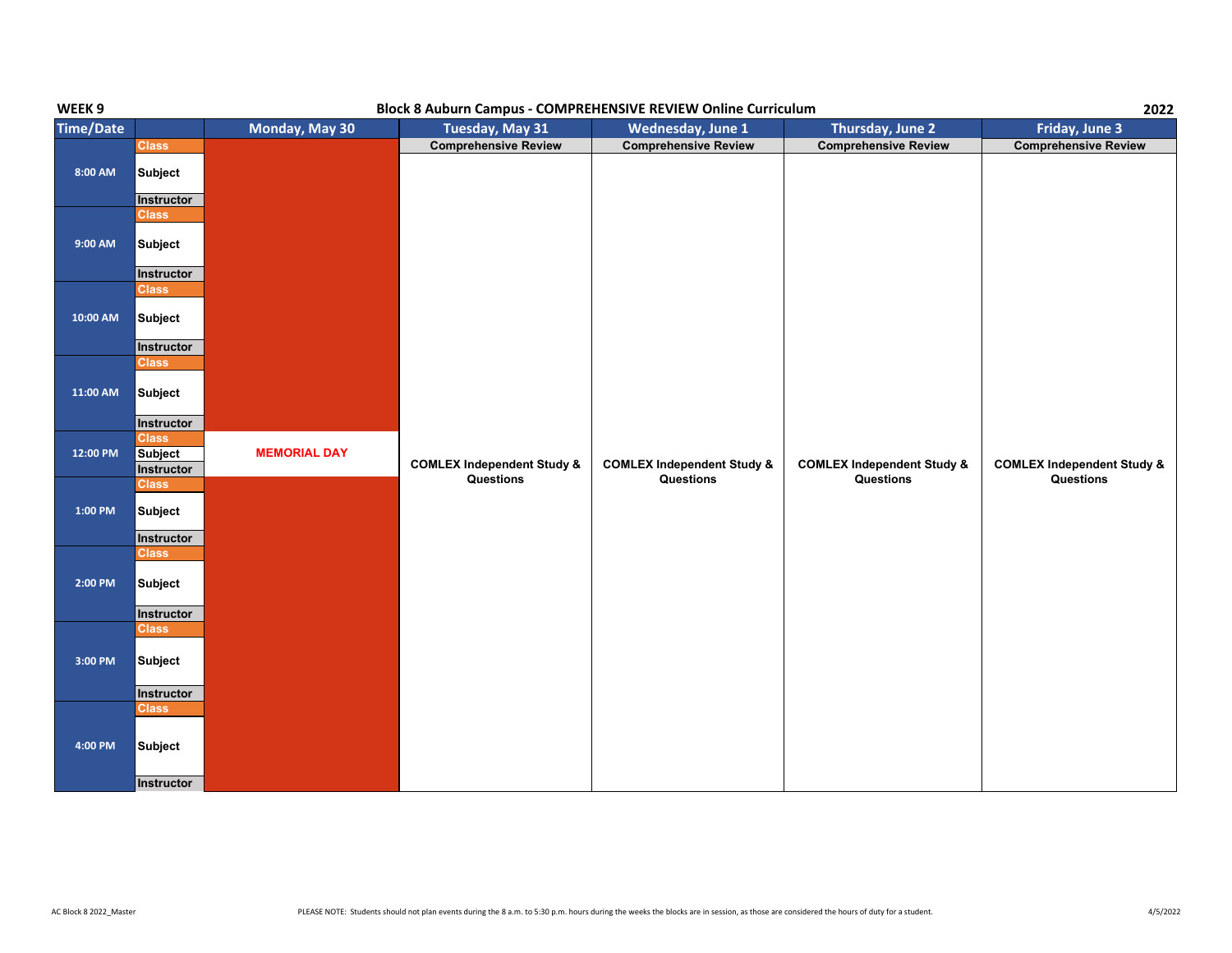**WEEK 9** | **Block 8 Auburn Campus - COMPREHENSIVE REVIEW Online Curriculum** | **2022**

| Time/Date | | Monday, May 30 | Tuesday, May 31 | Wednesday, June 1 | Thursday, June 2 | Friday, June 3 |
|---|---|---|---|---|---|---|
| | Class | | Comprehensive Review | Comprehensive Review | Comprehensive Review | Comprehensive Review |
| 8:00 AM | Subject | | | | | |
| | Instructor | | | | | |
| | Class | | | | | |
| 9:00 AM | Subject | | | | | |
| | Instructor | | | | | |
| | Class | | | | | |
| 10:00 AM | Subject | | | | | |
| | Instructor | | | | | |
| | Class | | | | | |
| 11:00 AM | Subject | | | | | |
| | Instructor | | | | | |
| | Class | | | | | |
| 12:00 PM | Subject | MEMORIAL DAY | COMLEX Independent Study & Questions | COMLEX Independent Study & Questions | COMLEX Independent Study & Questions | COMLEX Independent Study & Questions |
| | Instructor | | | | | |
| | Class | | | | | |
| 1:00 PM | Subject | | | | | |
| | Instructor | | | | | |
| | Class | | | | | |
| 2:00 PM | Subject | | | | | |
| | Instructor | | | | | |
| | Class | | | | | |
| 3:00 PM | Subject | | | | | |
| | Instructor | | | | | |
| | Class | | | | | |
| 4:00 PM | Subject | | | | | |
| | Instructor | | | | | |

AC Block 8 2022_Master

PLEASE NOTE: Students should not plan events during the 8 a.m. to 5:30 p.m. hours during the weeks the blocks are in session, as those are considered the hours of duty for a student.

4/5/2022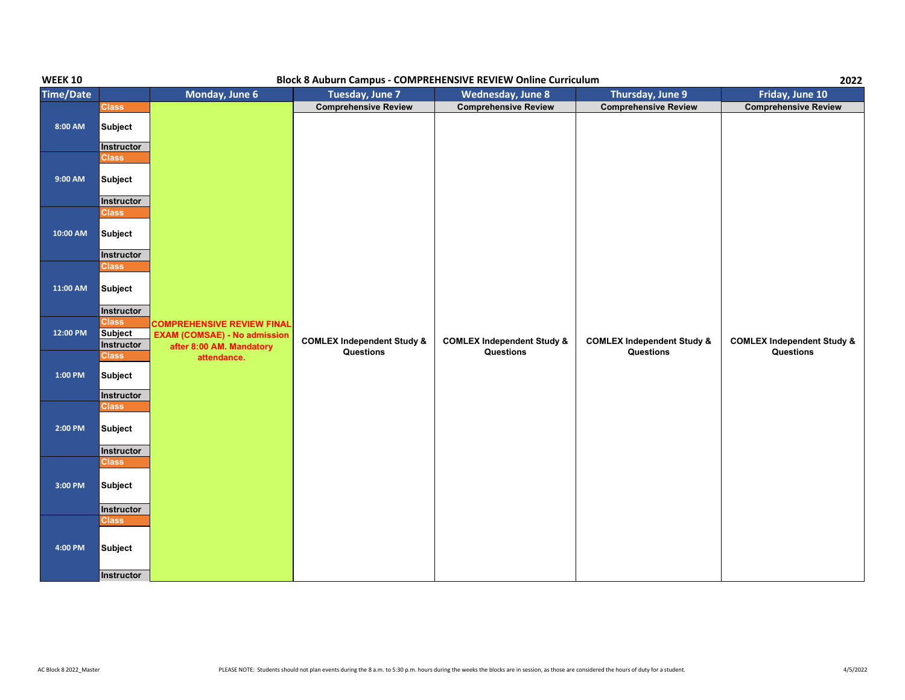**WEEK 10** | **Block 8 Auburn Campus - COMPREHENSIVE REVIEW Online Curriculum** | **2022**

| Time/Date | | Monday, June 6 | Tuesday, June 7 | Wednesday, June 8 | Thursday, June 9 | Friday, June 10 |
|---|---|---|---|---|---|---|
| 8:00 AM | Class | COMPREHENSIVE REVIEW FINAL EXAM (COMSAE) - No admission after 8:00 AM. Mandatory attendance. | Comprehensive Review | Comprehensive Review | Comprehensive Review | Comprehensive Review |
| | Subject | | COMLEX Independent Study & Questions | COMLEX Independent Study & Questions | COMLEX Independent Study & Questions | COMLEX Independent Study & Questions |
| | Instructor | | | | | |
| 9:00 AM | Class | | | | | |
| | Subject | | | | | |
| | Instructor | | | | | |
| 10:00 AM | Class | | | | | |
| | Subject | | | | | |
| | Instructor | | | | | |
| 11:00 AM | Class | | | | | |
| | Subject | | | | | |
| | Instructor | | | | | |
| 12:00 PM | Class | | | | | |
| | Subject | | | | | |
| | Instructor | | | | | |
| 1:00 PM | Class | | | | | |
| | Subject | | | | | |
| | Instructor | | | | | |
| 2:00 PM | Class | | | | | |
| | Subject | | | | | |
| | Instructor | | | | | |
| 3:00 PM | Class | | | | | |
| | Subject | | | | | |
| | Instructor | | | | | |
| 4:00 PM | Class | | | | | |
| | Subject | | | | | |
| | Instructor | | | | | |

AC Block 8 2022_Master

PLEASE NOTE: Students should not plan events during the 8 a.m. to 5:30 p.m. hours during the weeks the blocks are in session, as those are considered the hours of duty for a student.

4/5/2022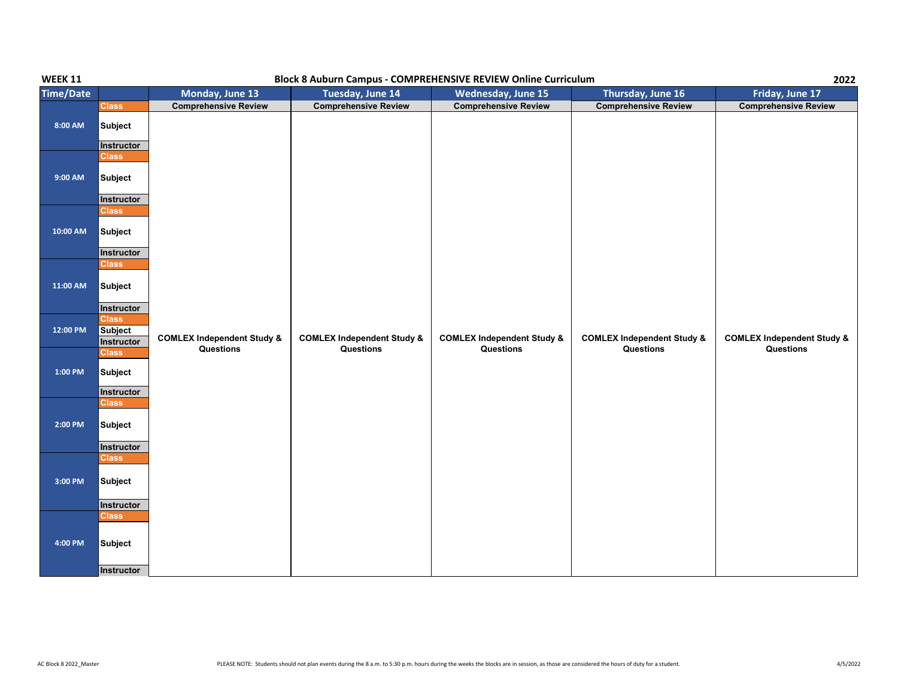**WEEK 11** | **Block 8 Auburn Campus - COMPREHENSIVE REVIEW Online Curriculum** | **2022**

| Time/Date | | Monday, June 13 | Tuesday, June 14 | Wednesday, June 15 | Thursday, June 16 | Friday, June 17 |
|---|---|---|---|---|---|---|
| 8:00 AM | Class | Comprehensive Review | Comprehensive Review | Comprehensive Review | Comprehensive Review | Comprehensive Review |
| | Subject | | | | | |
| | Instructor | | | | | |
| 9:00 AM | Class | | | | | |
| | Subject | | | | | |
| | Instructor | | | | | |
| 10:00 AM | Class | | | | | |
| | Subject | | | | | |
| | Instructor | | | | | |
| 11:00 AM | Class | | | | | |
| | Subject | | | | | |
| | Instructor | | | | | |
| 12:00 PM | Class | | | | | |
| | Subject | COMLEX Independent Study & Questions | COMLEX Independent Study & Questions | COMLEX Independent Study & Questions | COMLEX Independent Study & Questions | COMLEX Independent Study & Questions |
| | Instructor | | | | | |
| 1:00 PM | Class | | | | | |
| | Subject | | | | | |
| | Instructor | | | | | |
| 2:00 PM | Class | | | | | |
| | Subject | | | | | |
| | Instructor | | | | | |
| 3:00 PM | Class | | | | | |
| | Subject | | | | | |
| | Instructor | | | | | |
| 4:00 PM | Class | | | | | |
| | Subject | | | | | |
| | Instructor | | | | | |

AC Block 8 2022_Master

PLEASE NOTE: Students should not plan events during the 8 a.m. to 5:30 p.m. hours during the weeks the blocks are in session, as those are considered the hours of duty for a student.

4/5/2022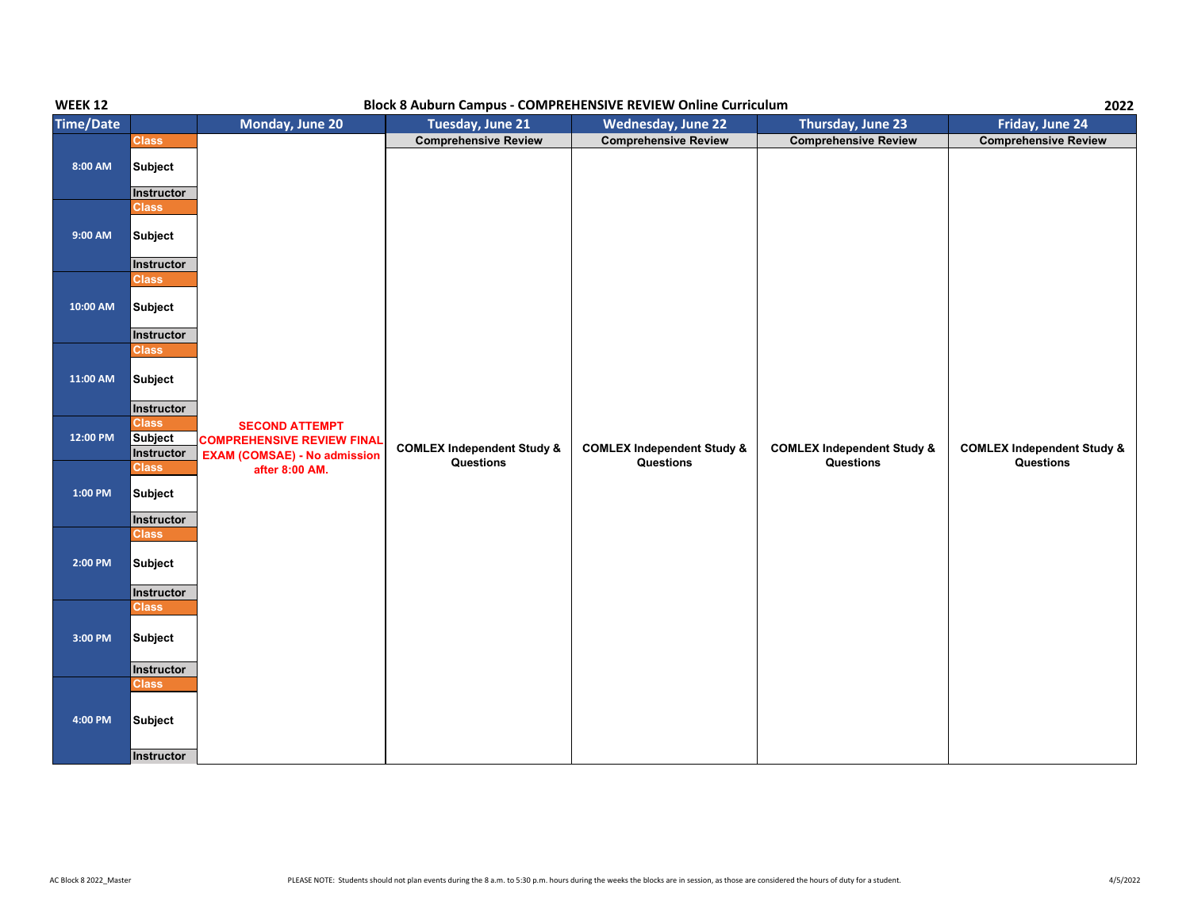**WEEK 12** | **Block 8 Auburn Campus - COMPREHENSIVE REVIEW Online Curriculum** | **2022**

| Time/Date | | Monday, June 20 | Tuesday, June 21 | Wednesday, June 22 | Thursday, June 23 | Friday, June 24 |
|---|---|---|---|---|---|---|
| 8:00 AM | Class | SECOND ATTEMPT COMPREHENSIVE REVIEW FINAL EXAM (COMSAE) - No admission after 8:00 AM. | Comprehensive Review | Comprehensive Review | Comprehensive Review | Comprehensive Review |
| | Subject | | COMLEX Independent Study & Questions | COMLEX Independent Study & Questions | COMLEX Independent Study & Questions | COMLEX Independent Study & Questions |
| | Instructor | | | | | |
| 9:00 AM | Class | | | | | |
| | Subject | | | | | |
| | Instructor | | | | | |
| 10:00 AM | Class | | | | | |
| | Subject | | | | | |
| | Instructor | | | | | |
| 11:00 AM | Class | | | | | |
| | Subject | | | | | |
| | Instructor | | | | | |
| 12:00 PM | Class | | | | | |
| | Subject | | | | | |
| | Instructor | | | | | |
| 1:00 PM | Class | | | | | |
| | Subject | | | | | |
| | Instructor | | | | | |
| 2:00 PM | Class | | | | | |
| | Subject | | | | | |
| | Instructor | | | | | |
| 3:00 PM | Class | | | | | |
| | Subject | | | | | |
| | Instructor | | | | | |
| 4:00 PM | Class | | | | | |
| | Subject | | | | | |
| | Instructor | | | | | |

AC Block 8 2022_Master

PLEASE NOTE: Students should not plan events during the 8 a.m. to 5:30 p.m. hours during the weeks the blocks are in session, as those are considered the hours of duty for a student.

4/5/2022